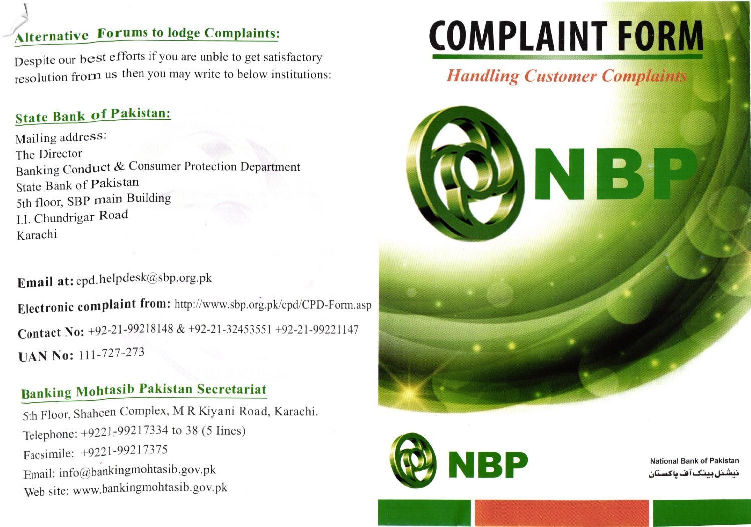## Alternative Forums to lodge Complaints:

Despite our best efforts if you are unble to get satisfactory resolution from us then you may write to below institutions:

### State Bank of Pakistan:

Mailing address:
The Director
Banking Conduct & Consumer Protection Department
State Bank of Pakistan
5th floor, SBP main Building
I.I. Chundrigar Road
Karachi

**Email at:** cpd.helpdesk@sbp.org.pk

**Electronic complaint from:** http://www.sbp.org.pk/cpd/CPD-Form.asp

**Contact No:** +92-21-99218148 & +92-21-32453551 +92-21-99221147

**UAN No:** 111-727-273

### Banking Mohtasib Pakistan Secretariat

5th Floor, Shaheen Complex, M R Kiyani Road, Karachi.
Telephone: +9221-99217334 to 38 (5 lines)
Facsimile: +9221-99217375
Email: info@bankingmohtasib.gov.pk
Web site: www.bankingmohtasib.gov.pk

# COMPLAINT FORM

*Handling Customer Complaints*

NBP

NBP

National Bank of Pakistan
نیشنل بینک آف پاکستان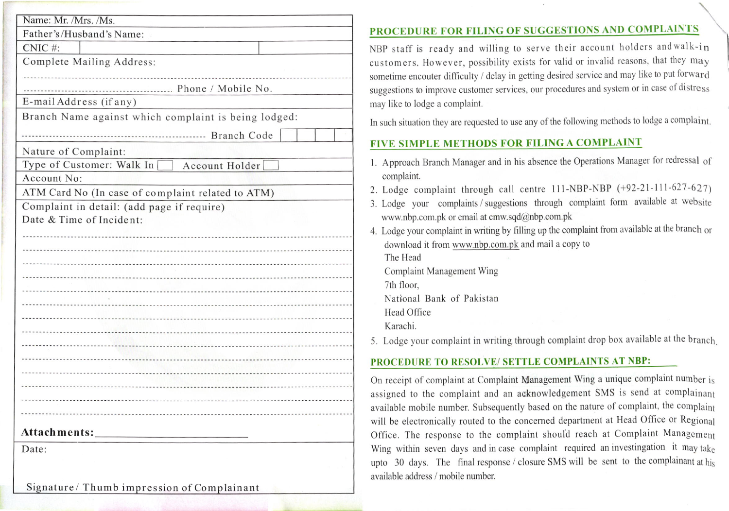| |
|---|
| Name: Mr. /Mrs. /Ms. |
| Father's/Husband's Name: |
| CNIC #: |
| Complete Mailing Address: |
| ---------------------------------------- Phone / Mobile No. |
| E-mail Address (if any) |
| Branch Name against which complaint is being lodged: |
| ---------------------------------------- Branch Code |
| Nature of Complaint: |
| Type of Customer: Walk In ☐ Account Holder ☐ |
| Account No: |
| ATM Card No (In case of complaint related to ATM) |
| Complaint in detail: (add page if require) Date & Time of Incident: |
| **Attachments:** |
| Date: Signature / Thumb impression of Complainant |

## PROCEDURE FOR FILING OF SUGGESTIONS AND COMPLAINTS

NBP staff is ready and willing to serve their account holders and walk-in customers. However, possibility exists for valid or invalid reasons, that they may sometime encouter difficulty / delay in getting desired service and may like to put forward suggestions to improve customer services, our procedures and system or in case of distress may like to lodge a complaint.

In such situation they are requested to use any of the following methods to lodge a complaint.

## FIVE SIMPLE METHODS FOR FILING A COMPLAINT

1. Approach Branch Manager and in his absence the Operations Manager for redressal of complaint.
2. Lodge complaint through call centre 111-NBP-NBP (+92-21-111-627-627)
3. Lodge your complaints / suggestions through complaint form available at website www.nbp.com.pk or email at cmw.sqd@nbp.com.pk
4. Lodge your complaint in writing by filling up the complaint from available at the branch or download it from www.nbp.com.pk and mail a copy to
   The Head
   Complaint Management Wing
   7th floor,
   National Bank of Pakistan
   Head Office
   Karachi.
5. Lodge your complaint in writing through complaint drop box available at the branch.

## PROCEDURE TO RESOLVE/ SETTLE COMPLAINTS AT NBP:

On receipt of complaint at Complaint Management Wing a unique complaint number is assigned to the complaint and an acknowledgement SMS is send at complainant available mobile number. Subsequently based on the nature of complaint, the complaint will be electronically routed to the concerned department at Head Office or Regional Office. The response to the complaint should reach at Complaint Management Wing within seven days and in case complaint required an investigation it may take upto 30 days. The final response / closure SMS will be sent to the complainant at his available address / mobile number.